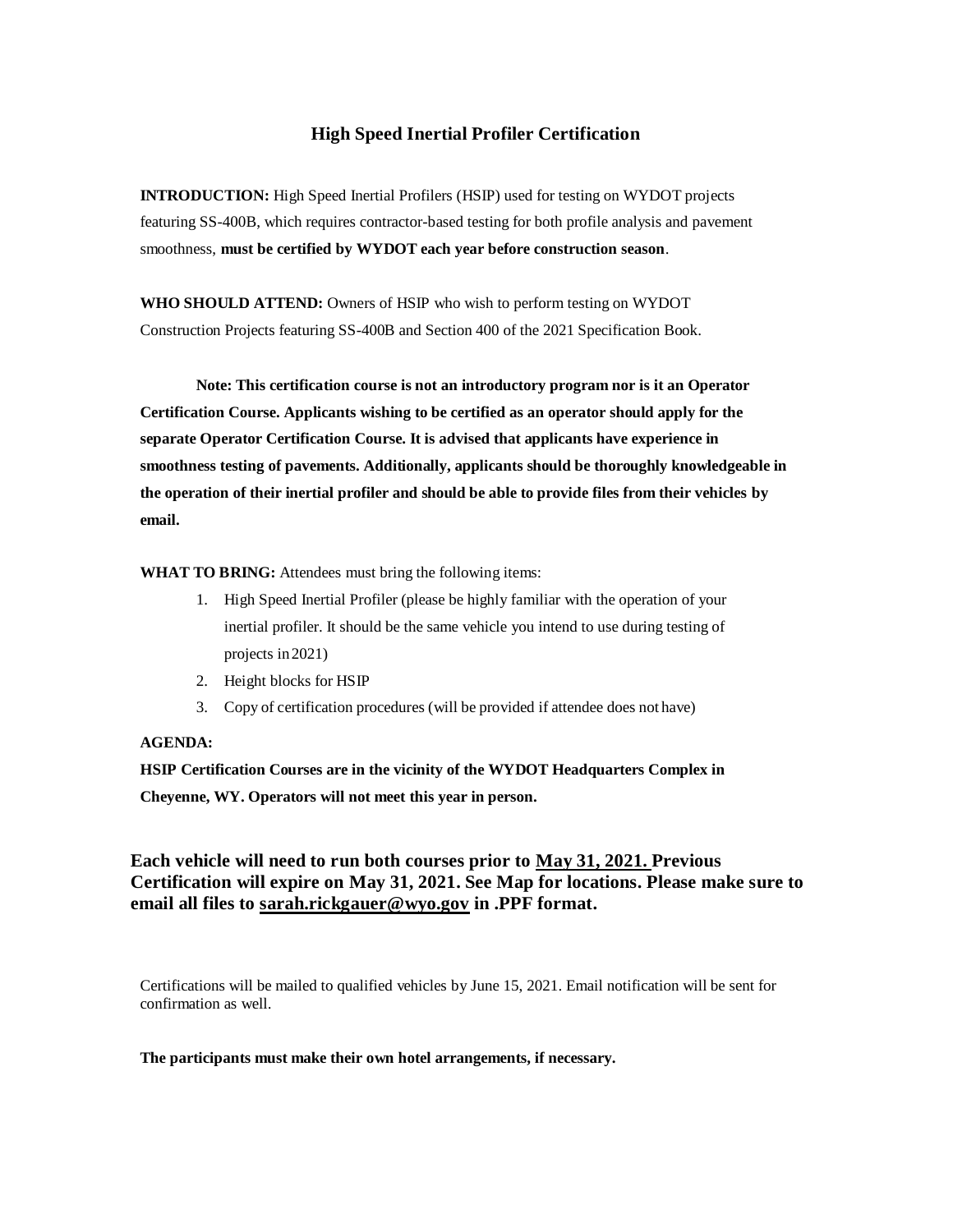# High Speed Inertial Profiler Certification

**INTRODUCTION:** High Speed Inertial Profilers (HSIP) used for testing on WYDOT projects featuring SS-400B, which requires contractor-based testing for both profile analysis and pavement smoothness, **must be certified by WYDOT each year before construction season**.

**WHO SHOULD ATTEND:** Owners of HSIP who wish to perform testing on WYDOT Construction Projects featuring SS-400B and Section 400 of the 2021 Specification Book.

**Note: This certification course is not an introductory program nor is it an Operator Certification Course. Applicants wishing to be certified as an operator should apply for the separate Operator Certification Course. It is advised that applicants have experience in smoothness testing of pavements. Additionally, applicants should be thoroughly knowledgeable in the operation of their inertial profiler and should be able to provide files from their vehicles by email.**

**WHAT TO BRING:** Attendees must bring the following items:

1. High Speed Inertial Profiler (please be highly familiar with the operation of your inertial profiler. It should be the same vehicle you intend to use during testing of projects in 2021)
2. Height blocks for HSIP
3. Copy of certification procedures (will be provided if attendee does not have)

**AGENDA:**

**HSIP Certification Courses are in the vicinity of the WYDOT Headquarters Complex in Cheyenne, WY. Operators will not meet this year in person.**

**Each vehicle will need to run both courses prior to <u>May 31, 2021.</u> Previous Certification will expire on May 31, 2021. See Map for locations. Please make sure to email all files to <u>sarah.rickgauer@wyo.gov</u> in .PPF format.**

Certifications will be mailed to qualified vehicles by June 15, 2021. Email notification will be sent for confirmation as well.

**The participants must make their own hotel arrangements, if necessary.**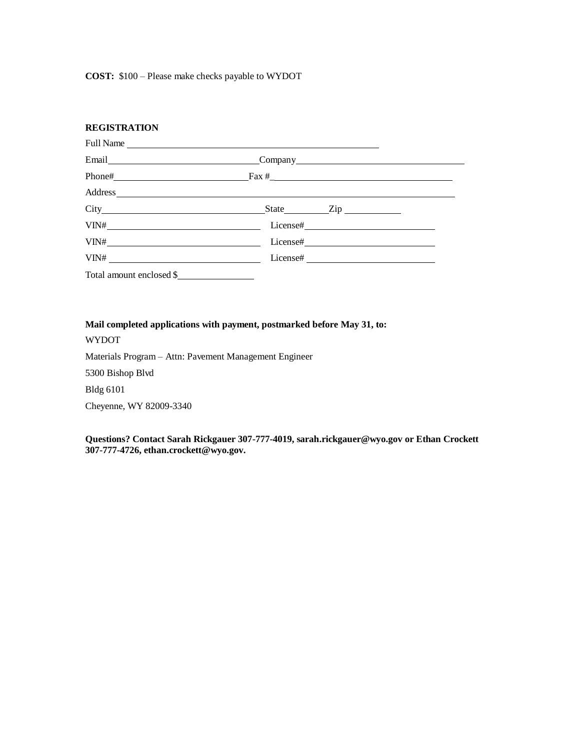**COST:** $100 – Please make checks payable to WYDOT

**REGISTRATION**

Full Name ______________________________________________

Email ____________________________ Company ________________________________

Phone# __________________________ Fax # ___________________________________

Address ___________________________________________________________________

City ______________________________ State ________ Zip __________

VIN# ___________________________ License# ________________________

VIN# ___________________________ License# ________________________

VIN# ___________________________ License# ________________________

Total amount enclosed $______________

**Mail completed applications with payment, postmarked before May 31, to:**

WYDOT

Materials Program – Attn: Pavement Management Engineer

5300 Bishop Blvd

Bldg 6101

Cheyenne, WY 82009-3340

**Questions? Contact Sarah Rickgauer 307-777-4019, sarah.rickgauer@wyo.gov or Ethan Crockett 307-777-4726, ethan.crockett@wyo.gov.**